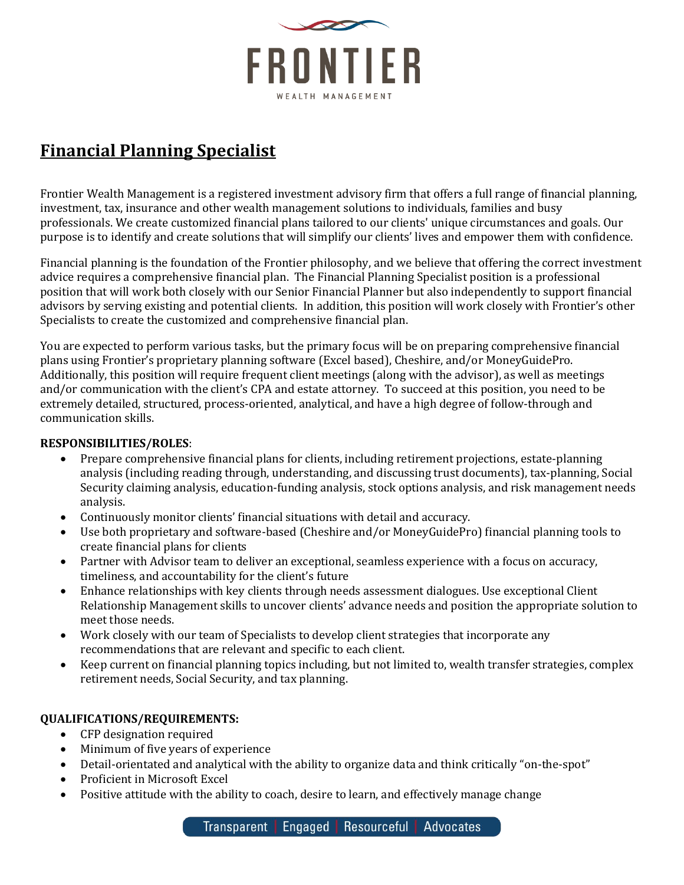# FRONTIER

WEALTH MANAGEMENT

## Financial Planning Specialist

Frontier Wealth Management is a registered investment advisory firm that offers a full range of financial planning, investment, tax, insurance and other wealth management solutions to individuals, families and busy professionals. We create customized financial plans tailored to our clients' unique circumstances and goals. Our purpose is to identify and create solutions that will simplify our clients' lives and empower them with confidence.

Financial planning is the foundation of the Frontier philosophy, and we believe that offering the correct investment advice requires a comprehensive financial plan. The Financial Planning Specialist position is a professional position that will work both closely with our Senior Financial Planner but also independently to support financial advisors by serving existing and potential clients. In addition, this position will work closely with Frontier's other Specialists to create the customized and comprehensive financial plan.

You are expected to perform various tasks, but the primary focus will be on preparing comprehensive financial plans using Frontier's proprietary planning software (Excel based), Cheshire, and/or MoneyGuidePro. Additionally, this position will require frequent client meetings (along with the advisor), as well as meetings and/or communication with the client's CPA and estate attorney. To succeed at this position, you need to be extremely detailed, structured, process-oriented, analytical, and have a high degree of follow-through and communication skills.

**RESPONSIBILITIES/ROLES**:

- Prepare comprehensive financial plans for clients, including retirement projections, estate-planning analysis (including reading through, understanding, and discussing trust documents), tax-planning, Social Security claiming analysis, education-funding analysis, stock options analysis, and risk management needs analysis.
- Continuously monitor clients' financial situations with detail and accuracy.
- Use both proprietary and software-based (Cheshire and/or MoneyGuidePro) financial planning tools to create financial plans for clients
- Partner with Advisor team to deliver an exceptional, seamless experience with a focus on accuracy, timeliness, and accountability for the client's future
- Enhance relationships with key clients through needs assessment dialogues. Use exceptional Client Relationship Management skills to uncover clients' advance needs and position the appropriate solution to meet those needs.
- Work closely with our team of Specialists to develop client strategies that incorporate any recommendations that are relevant and specific to each client.
- Keep current on financial planning topics including, but not limited to, wealth transfer strategies, complex retirement needs, Social Security, and tax planning.

**QUALIFICATIONS/REQUIREMENTS:**

- CFP designation required
- Minimum of five years of experience
- Detail-orientated and analytical with the ability to organize data and think critically "on-the-spot"
- Proficient in Microsoft Excel
- Positive attitude with the ability to coach, desire to learn, and effectively manage change

Transparent | Engaged | Resourceful | Advocates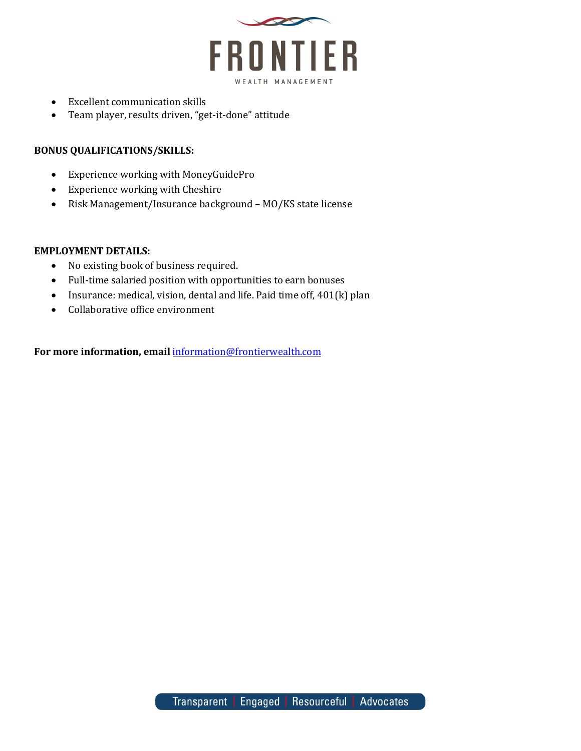- Excellent communication skills
- Team player, results driven, "get-it-done" attitude

**BONUS QUALIFICATIONS/SKILLS:**

- Experience working with MoneyGuidePro
- Experience working with Cheshire
- Risk Management/Insurance background – MO/KS state license

**EMPLOYMENT DETAILS:**

- No existing book of business required.
- Full-time salaried position with opportunities to earn bonuses
- Insurance: medical, vision, dental and life. Paid time off, 401(k) plan
- Collaborative office environment

**For more information, email** information@frontierwealth.com